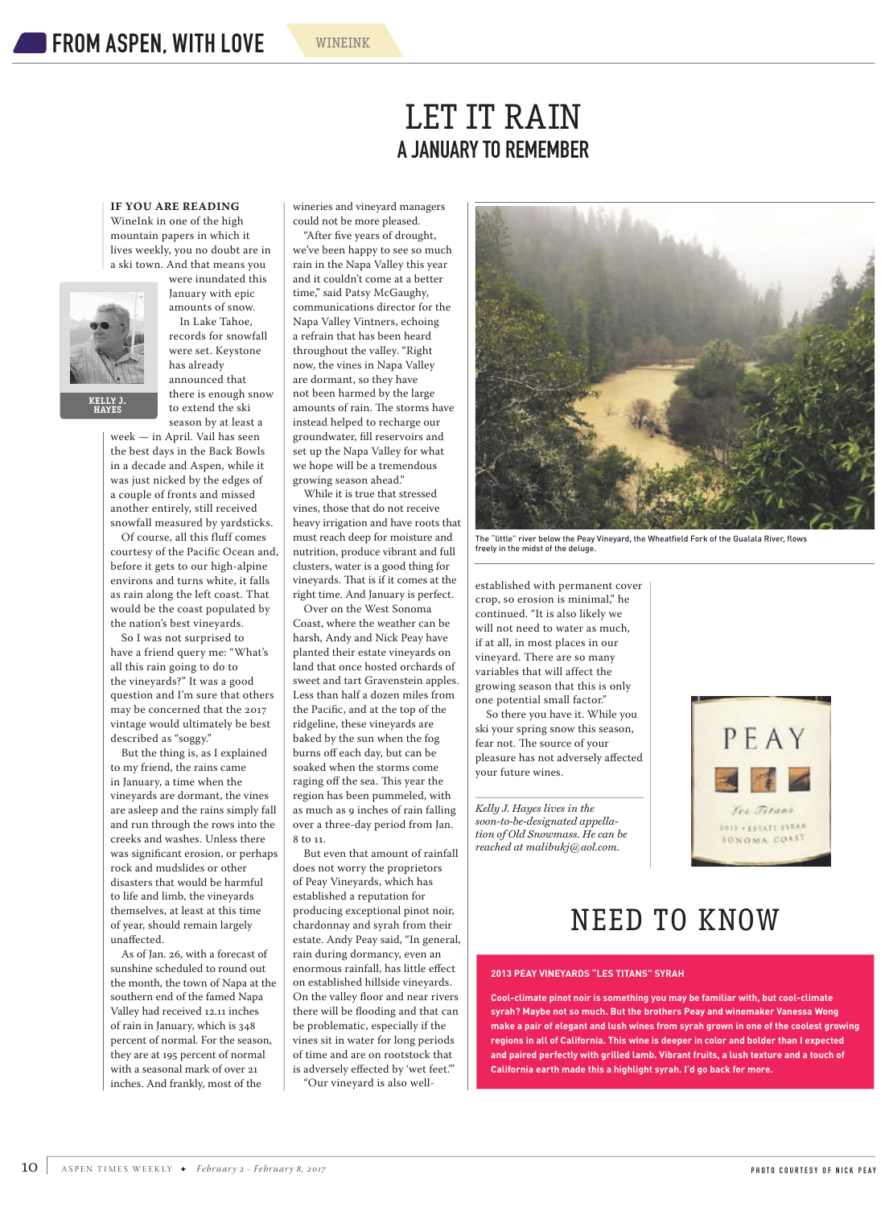# LET IT RAIN

## A JANUARY TO REMEMBER

KELLY J. HAYES

**IF YOU ARE READING** WineInk in one of the high mountain papers in which it lives weekly, you no doubt are in a ski town. And that means you were inundated this January with epic amounts of snow.

In Lake Tahoe, records for snowfall were set. Keystone has already announced that there is enough snow to extend the ski season by at least a week — in April. Vail has seen the best days in the Back Bowls in a decade and Aspen, while it was just nicked by the edges of a couple of fronts and missed another entirely, still received snowfall measured by yardsticks.

Of course, all this fluff comes courtesy of the Pacific Ocean and, before it gets to our high-alpine environs and turns white, it falls as rain along the left coast. That would be the coast populated by the nation's best vineyards.

So I was not surprised to have a friend query me: "What's all this rain going to do to the vineyards?" It was a good question and I'm sure that others may be concerned that the 2017 vintage would ultimately be best described as "soggy."

But the thing is, as I explained to my friend, the rains came in January, a time when the vineyards are dormant, the vines are asleep and the rains simply fall and run through the rows into the creeks and washes. Unless there was significant erosion, or perhaps rock and mudslides or other disasters that would be harmful to life and limb, the vineyards themselves, at least at this time of year, should remain largely unaffected.

As of Jan. 26, with a forecast of sunshine scheduled to round out the month, the town of Napa at the southern end of the famed Napa Valley had received 12.11 inches of rain in January, which is 348 percent of normal. For the season, they are at 195 percent of normal with a seasonal mark of over 21 inches. And frankly, most of the wineries and vineyard managers could not be more pleased.

"After five years of drought, we've been happy to see so much rain in the Napa Valley this year and it couldn't come at a better time," said Patsy McGaughy, communications director for the Napa Valley Vintners, echoing a refrain that has been heard throughout the valley. "Right now, the vines in Napa Valley are dormant, so they have not been harmed by the large amounts of rain. The storms have instead helped to recharge our groundwater, fill reservoirs and set up the Napa Valley for what we hope will be a tremendous growing season ahead."

While it is true that stressed vines, those that do not receive heavy irrigation and have roots that must reach deep for moisture and nutrition, produce vibrant and full clusters, water is a good thing for vineyards. That is if it comes at the right time. And January is perfect.

Over on the West Sonoma Coast, where the weather can be harsh, Andy and Nick Peay have planted their estate vineyards on land that once hosted orchards of sweet and tart Gravenstein apples. Less than half a dozen miles from the Pacific, and at the top of the ridgeline, these vineyards are baked by the sun when the fog burns off each day, but can be soaked when the storms come raging off the sea. This year the region has been pummeled, with as much as 9 inches of rain falling over a three-day period from Jan. 8 to 11.

But even that amount of rainfall does not worry the proprietors of Peay Vineyards, which has established a reputation for producing exceptional pinot noir, chardonnay and syrah from their estate. Andy Peay said, "In general, rain during dormancy, even an enormous rainfall, has little effect on established hillside vineyards. On the valley floor and near rivers there will be flooding and that can be problematic, especially if the vines sit in water for long periods of time and are on rootstock that is adversely effected by 'wet feet.'"

"Our vineyard is also well-established with permanent cover crop, so erosion is minimal," he continued. "It is also likely we will not need to water as much, if at all, in most places in our vineyard. There are so many variables that will affect the growing season that this is only one potential small factor."

So there you have it. While you ski your spring snow this season, fear not. The source of your pleasure has not adversely affected your future wines.

The "little" river below the Peay Vineyard, the Wheatfield Fork of the Gualala River, flows freely in the midst of the deluge.

*Kelly J. Hayes lives in the soon-to-be-designated appellation of Old Snowmass. He can be reached at malibukj@aol.com.*

PHOTO COURTESY OF NICK PEAY

## NEED TO KNOW

**2013 PEAY VINEYARDS "LES TITANS" SYRAH**

**Cool-climate pinot noir is something you may be familiar with, but cool-climate syrah? Maybe not so much. But the brothers Peay and winemaker Vanessa Wong make a pair of elegant and lush wines from syrah grown in one of the coolest growing regions in all of California. This wine is deeper in color and bolder than I expected and paired perfectly with grilled lamb. Vibrant fruits, a lush texture and a touch of California earth made this a highlight syrah. I'd go back for more.**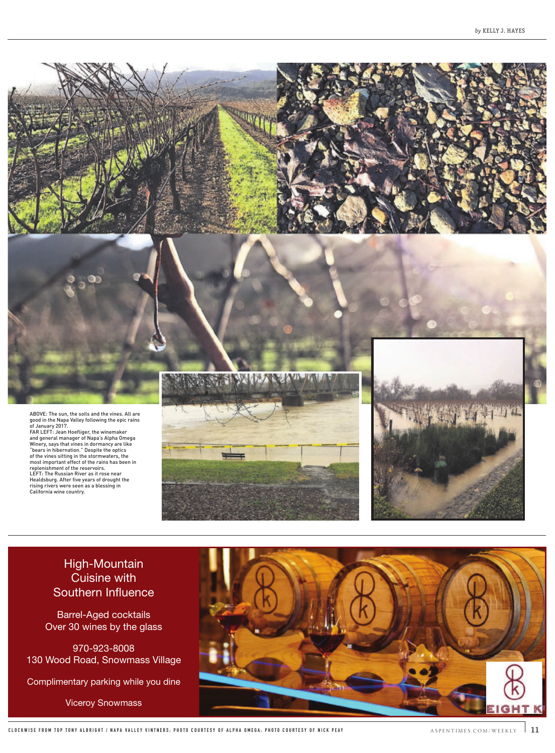by KELLY J. HAYES

ABOVE: The sun, the soils and the vines. All are good in the Napa Valley following the epic rains of January 2017.
FAR LEFT: Jean Hoefliger, the winemaker and general manager of Napa's Alpha Omega Winery, says that vines in dormancy are like "bears in hibernation." Despite the optics of the vines sitting in the stormwaters, the most important effect of the rains has been in replenishment of the reservoirs.
LEFT: The Russian River as it rose near Healdsburg. After five years of drought the rising rivers were seen as a blessing in California wine country.

High-Mountain Cuisine with Southern Influence

Barrel-Aged cocktails
Over 30 wines by the glass

970-923-8008
130 Wood Road, Snowmass Village

Complimentary parking while you dine

Viceroy Snowmass

EIGHT K

CLOCKWISE FROM TOP TONY ALBRIGHT / NAPA VALLEY VINTNERS; PHOTO COURTESY OF ALPHA OMEGA; PHOTO COURTESY OF NICK PEAY